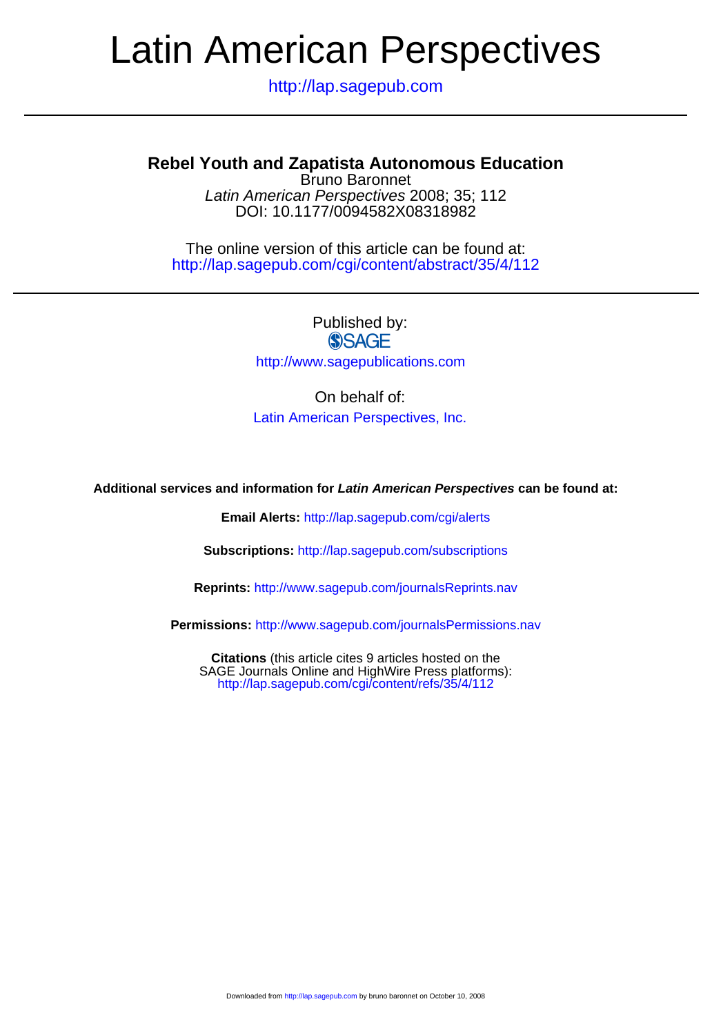# Latin American Perspectives

http://lap.sagepub.com

---

## Rebel Youth and Zapatista Autonomous Education

Bruno Baronnet

*Latin American Perspectives* 2008; 35; 112

DOI: 10.1177/0094582X08318982

The online version of this article can be found at:
http://lap.sagepub.com/cgi/content/abstract/35/4/112

---

Published by:

SAGE

http://www.sagepublications.com

On behalf of:

Latin American Perspectives, Inc.

**Additional services and information for *Latin American Perspectives* can be found at:**

**Email Alerts:** http://lap.sagepub.com/cgi/alerts

**Subscriptions:** http://lap.sagepub.com/subscriptions

**Reprints:** http://www.sagepub.com/journalsReprints.nav

**Permissions:** http://www.sagepub.com/journalsPermissions.nav

**Citations** (this article cites 9 articles hosted on the SAGE Journals Online and HighWire Press platforms):
http://lap.sagepub.com/cgi/content/refs/35/4/112

Downloaded from http://lap.sagepub.com by bruno baronnet on October 10, 2008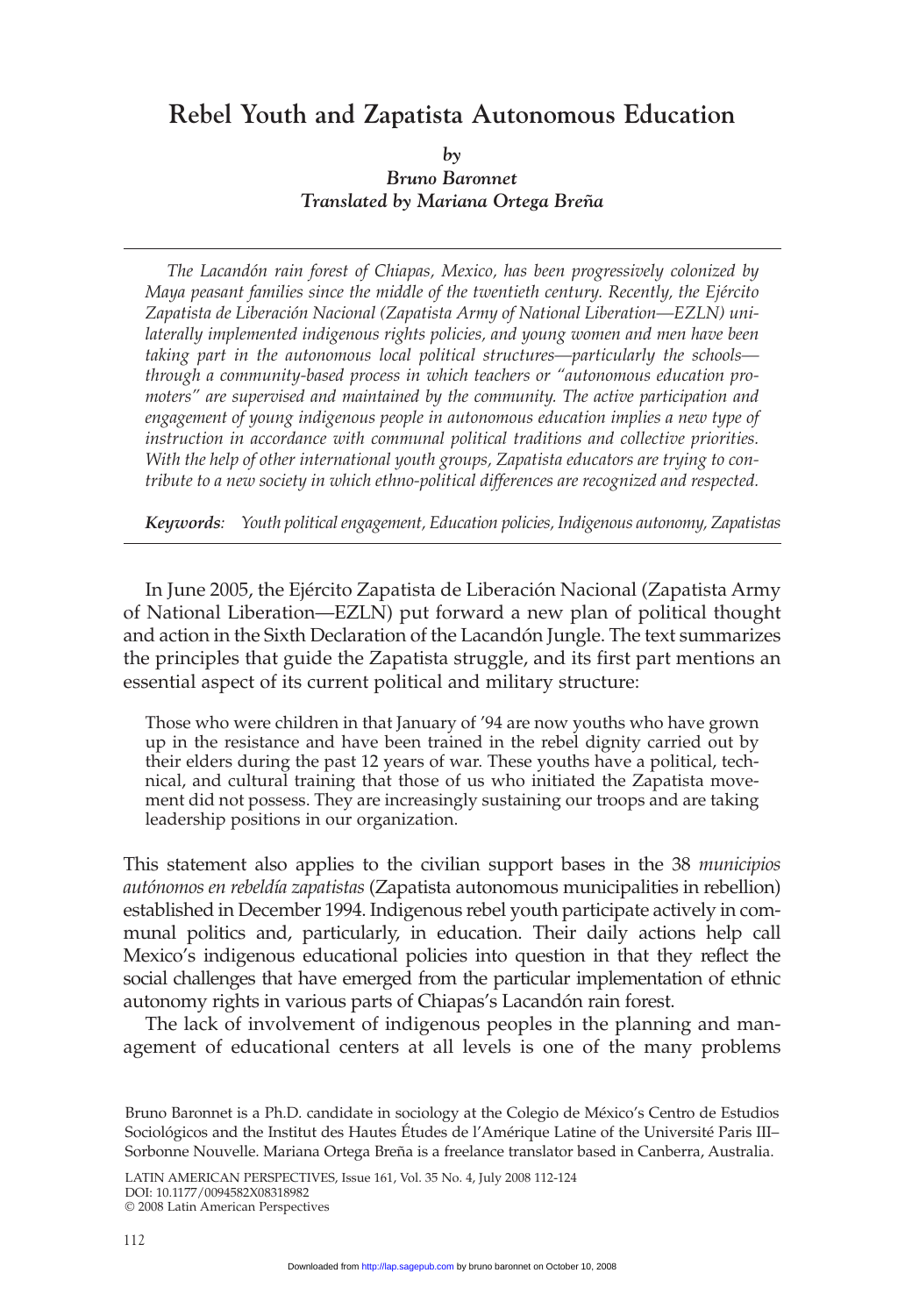# Rebel Youth and Zapatista Autonomous Education

*by*
*Bruno Baronnet*
*Translated by Mariana Ortega Breña*

*The Lacandón rain forest of Chiapas, Mexico, has been progressively colonized by Maya peasant families since the middle of the twentieth century. Recently, the Ejército Zapatista de Liberación Nacional (Zapatista Army of National Liberation—EZLN) unilaterally implemented indigenous rights policies, and young women and men have been taking part in the autonomous local political structures—particularly the schools—through a community-based process in which teachers or "autonomous education promoters" are supervised and maintained by the community. The active participation and engagement of young indigenous people in autonomous education implies a new type of instruction in accordance with communal political traditions and collective priorities. With the help of other international youth groups, Zapatista educators are trying to contribute to a new society in which ethno-political differences are recognized and respected.*

***Keywords**: Youth political engagement, Education policies, Indigenous autonomy, Zapatistas*

In June 2005, the Ejército Zapatista de Liberación Nacional (Zapatista Army of National Liberation—EZLN) put forward a new plan of political thought and action in the Sixth Declaration of the Lacandón Jungle. The text summarizes the principles that guide the Zapatista struggle, and its first part mentions an essential aspect of its current political and military structure:

> Those who were children in that January of '94 are now youths who have grown up in the resistance and have been trained in the rebel dignity carried out by their elders during the past 12 years of war. These youths have a political, technical, and cultural training that those of us who initiated the Zapatista movement did not possess. They are increasingly sustaining our troops and are taking leadership positions in our organization.

This statement also applies to the civilian support bases in the 38 *municipios autónomos en rebeldía zapatistas* (Zapatista autonomous municipalities in rebellion) established in December 1994. Indigenous rebel youth participate actively in communal politics and, particularly, in education. Their daily actions help call Mexico's indigenous educational policies into question in that they reflect the social challenges that have emerged from the particular implementation of ethnic autonomy rights in various parts of Chiapas's Lacandón rain forest.

The lack of involvement of indigenous peoples in the planning and management of educational centers at all levels is one of the many problems

Bruno Baronnet is a Ph.D. candidate in sociology at the Colegio de México's Centro de Estudios Sociológicos and the Institut des Hautes Études de l'Amérique Latine of the Université Paris III–Sorbonne Nouvelle. Mariana Ortega Breña is a freelance translator based in Canberra, Australia.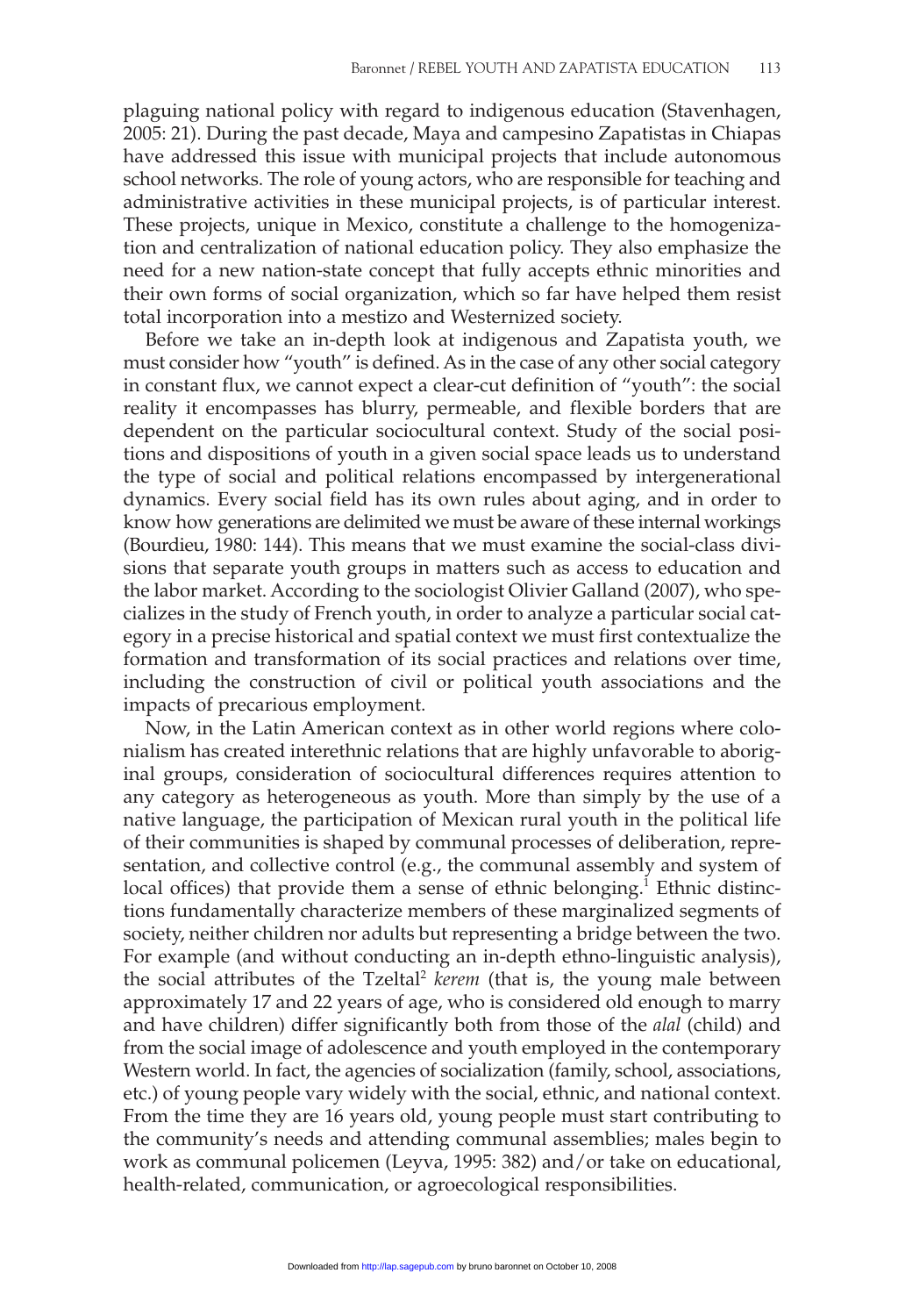plaguing national policy with regard to indigenous education (Stavenhagen, 2005: 21). During the past decade, Maya and campesino Zapatistas in Chiapas have addressed this issue with municipal projects that include autonomous school networks. The role of young actors, who are responsible for teaching and administrative activities in these municipal projects, is of particular interest. These projects, unique in Mexico, constitute a challenge to the homogenization and centralization of national education policy. They also emphasize the need for a new nation-state concept that fully accepts ethnic minorities and their own forms of social organization, which so far have helped them resist total incorporation into a mestizo and Westernized society.

Before we take an in-depth look at indigenous and Zapatista youth, we must consider how "youth" is defined. As in the case of any other social category in constant flux, we cannot expect a clear-cut definition of "youth": the social reality it encompasses has blurry, permeable, and flexible borders that are dependent on the particular sociocultural context. Study of the social positions and dispositions of youth in a given social space leads us to understand the type of social and political relations encompassed by intergenerational dynamics. Every social field has its own rules about aging, and in order to know how generations are delimited we must be aware of these internal workings (Bourdieu, 1980: 144). This means that we must examine the social-class divisions that separate youth groups in matters such as access to education and the labor market. According to the sociologist Olivier Galland (2007), who specializes in the study of French youth, in order to analyze a particular social category in a precise historical and spatial context we must first contextualize the formation and transformation of its social practices and relations over time, including the construction of civil or political youth associations and the impacts of precarious employment.

Now, in the Latin American context as in other world regions where colonialism has created interethnic relations that are highly unfavorable to aboriginal groups, consideration of sociocultural differences requires attention to any category as heterogeneous as youth. More than simply by the use of a native language, the participation of Mexican rural youth in the political life of their communities is shaped by communal processes of deliberation, representation, and collective control (e.g., the communal assembly and system of local offices) that provide them a sense of ethnic belonging.[1] Ethnic distinctions fundamentally characterize members of these marginalized segments of society, neither children nor adults but representing a bridge between the two. For example (and without conducting an in-depth ethno-linguistic analysis), the social attributes of the Tzeltal[2] *kerem* (that is, the young male between approximately 17 and 22 years of age, who is considered old enough to marry and have children) differ significantly both from those of the *alal* (child) and from the social image of adolescence and youth employed in the contemporary Western world. In fact, the agencies of socialization (family, school, associations, etc.) of young people vary widely with the social, ethnic, and national context. From the time they are 16 years old, young people must start contributing to the community's needs and attending communal assemblies; males begin to work as communal policemen (Leyva, 1995: 382) and/or take on educational, health-related, communication, or agroecological responsibilities.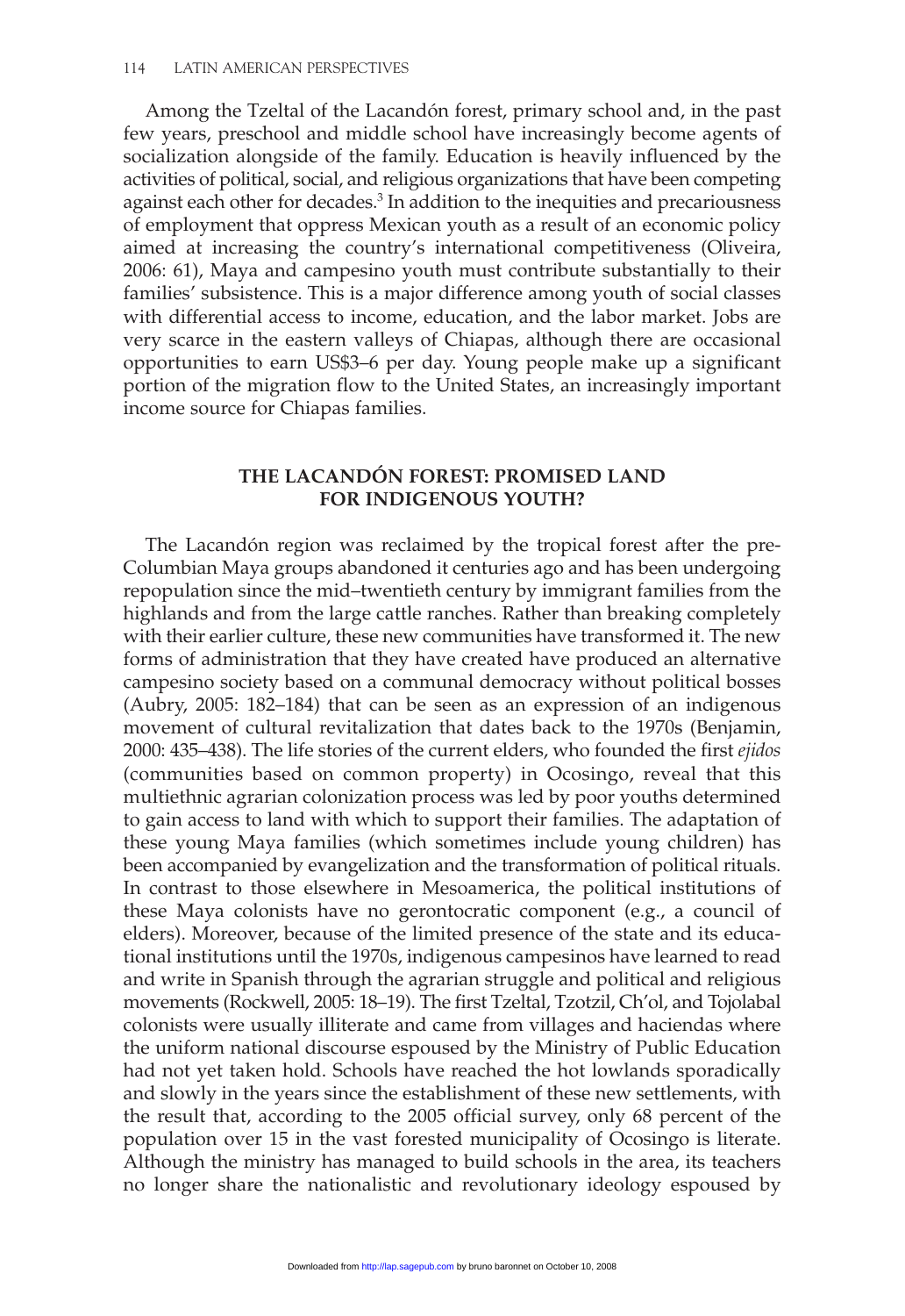Among the Tzeltal of the Lacandón forest, primary school and, in the past few years, preschool and middle school have increasingly become agents of socialization alongside of the family. Education is heavily influenced by the activities of political, social, and religious organizations that have been competing against each other for decades.[3] In addition to the inequities and precariousness of employment that oppress Mexican youth as a result of an economic policy aimed at increasing the country's international competitiveness (Oliveira, 2006: 61), Maya and campesino youth must contribute substantially to their families' subsistence. This is a major difference among youth of social classes with differential access to income, education, and the labor market. Jobs are very scarce in the eastern valleys of Chiapas, although there are occasional opportunities to earn US$3–6 per day. Young people make up a significant portion of the migration flow to the United States, an increasingly important income source for Chiapas families.

## THE LACANDÓN FOREST: PROMISED LAND FOR INDIGENOUS YOUTH?

The Lacandón region was reclaimed by the tropical forest after the pre-Columbian Maya groups abandoned it centuries ago and has been undergoing repopulation since the mid–twentieth century by immigrant families from the highlands and from the large cattle ranches. Rather than breaking completely with their earlier culture, these new communities have transformed it. The new forms of administration that they have created have produced an alternative campesino society based on a communal democracy without political bosses (Aubry, 2005: 182–184) that can be seen as an expression of an indigenous movement of cultural revitalization that dates back to the 1970s (Benjamin, 2000: 435–438). The life stories of the current elders, who founded the first *ejidos* (communities based on common property) in Ocosingo, reveal that this multiethnic agrarian colonization process was led by poor youths determined to gain access to land with which to support their families. The adaptation of these young Maya families (which sometimes include young children) has been accompanied by evangelization and the transformation of political rituals. In contrast to those elsewhere in Mesoamerica, the political institutions of these Maya colonists have no gerontocratic component (e.g., a council of elders). Moreover, because of the limited presence of the state and its educational institutions until the 1970s, indigenous campesinos have learned to read and write in Spanish through the agrarian struggle and political and religious movements (Rockwell, 2005: 18–19). The first Tzeltal, Tzotzil, Ch'ol, and Tojolabal colonists were usually illiterate and came from villages and haciendas where the uniform national discourse espoused by the Ministry of Public Education had not yet taken hold. Schools have reached the hot lowlands sporadically and slowly in the years since the establishment of these new settlements, with the result that, according to the 2005 official survey, only 68 percent of the population over 15 in the vast forested municipality of Ocosingo is literate. Although the ministry has managed to build schools in the area, its teachers no longer share the nationalistic and revolutionary ideology espoused by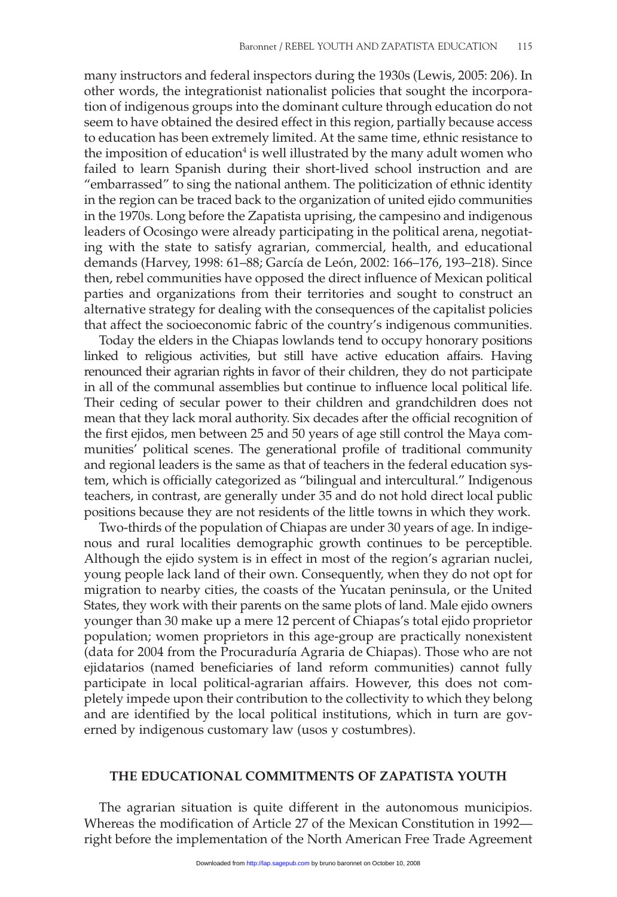many instructors and federal inspectors during the 1930s (Lewis, 2005: 206). In other words, the integrationist nationalist policies that sought the incorporation of indigenous groups into the dominant culture through education do not seem to have obtained the desired effect in this region, partially because access to education has been extremely limited. At the same time, ethnic resistance to the imposition of education[4] is well illustrated by the many adult women who failed to learn Spanish during their short-lived school instruction and are "embarrassed" to sing the national anthem. The politicization of ethnic identity in the region can be traced back to the organization of united ejido communities in the 1970s. Long before the Zapatista uprising, the campesino and indigenous leaders of Ocosingo were already participating in the political arena, negotiating with the state to satisfy agrarian, commercial, health, and educational demands (Harvey, 1998: 61–88; García de León, 2002: 166–176, 193–218). Since then, rebel communities have opposed the direct influence of Mexican political parties and organizations from their territories and sought to construct an alternative strategy for dealing with the consequences of the capitalist policies that affect the socioeconomic fabric of the country's indigenous communities.

Today the elders in the Chiapas lowlands tend to occupy honorary positions linked to religious activities, but still have active education affairs. Having renounced their agrarian rights in favor of their children, they do not participate in all of the communal assemblies but continue to influence local political life. Their ceding of secular power to their children and grandchildren does not mean that they lack moral authority. Six decades after the official recognition of the first ejidos, men between 25 and 50 years of age still control the Maya communities' political scenes. The generational profile of traditional community and regional leaders is the same as that of teachers in the federal education system, which is officially categorized as "bilingual and intercultural." Indigenous teachers, in contrast, are generally under 35 and do not hold direct local public positions because they are not residents of the little towns in which they work.

Two-thirds of the population of Chiapas are under 30 years of age. In indigenous and rural localities demographic growth continues to be perceptible. Although the ejido system is in effect in most of the region's agrarian nuclei, young people lack land of their own. Consequently, when they do not opt for migration to nearby cities, the coasts of the Yucatan peninsula, or the United States, they work with their parents on the same plots of land. Male ejido owners younger than 30 make up a mere 12 percent of Chiapas's total ejido proprietor population; women proprietors in this age-group are practically nonexistent (data for 2004 from the Procuraduría Agraria de Chiapas). Those who are not ejidatarios (named beneficiaries of land reform communities) cannot fully participate in local political-agrarian affairs. However, this does not completely impede upon their contribution to the collectivity to which they belong and are identified by the local political institutions, which in turn are governed by indigenous customary law (usos y costumbres).

## THE EDUCATIONAL COMMITMENTS OF ZAPATISTA YOUTH

The agrarian situation is quite different in the autonomous municipios. Whereas the modification of Article 27 of the Mexican Constitution in 1992—right before the implementation of the North American Free Trade Agreement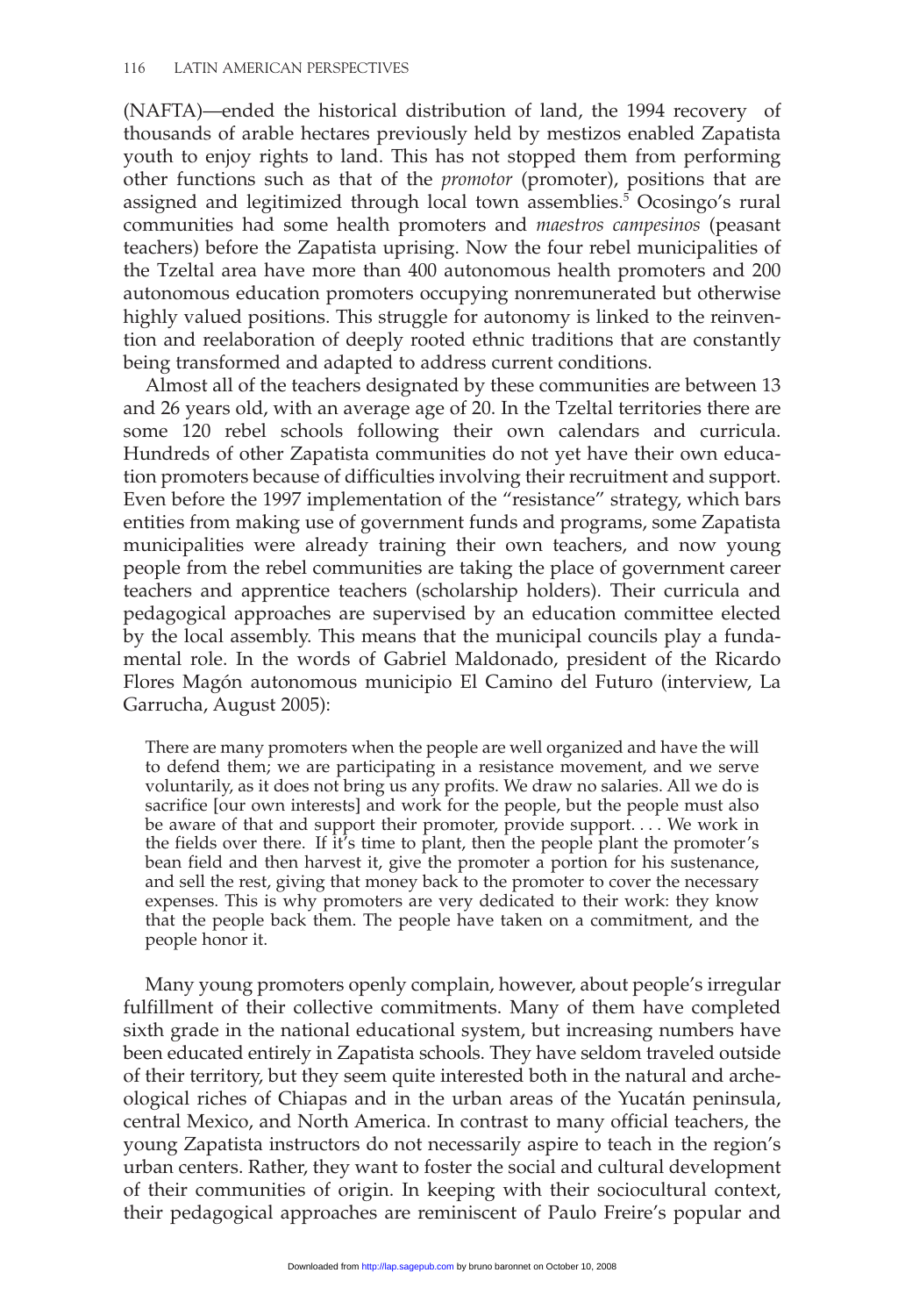(NAFTA)—ended the historical distribution of land, the 1994 recovery of thousands of arable hectares previously held by mestizos enabled Zapatista youth to enjoy rights to land. This has not stopped them from performing other functions such as that of the *promotor* (promoter), positions that are assigned and legitimized through local town assemblies.[5] Ocosingo's rural communities had some health promoters and *maestros campesinos* (peasant teachers) before the Zapatista uprising. Now the four rebel municipalities of the Tzeltal area have more than 400 autonomous health promoters and 200 autonomous education promoters occupying nonremunerated but otherwise highly valued positions. This struggle for autonomy is linked to the reinvention and reelaboration of deeply rooted ethnic traditions that are constantly being transformed and adapted to address current conditions.

Almost all of the teachers designated by these communities are between 13 and 26 years old, with an average age of 20. In the Tzeltal territories there are some 120 rebel schools following their own calendars and curricula. Hundreds of other Zapatista communities do not yet have their own education promoters because of difficulties involving their recruitment and support. Even before the 1997 implementation of the "resistance" strategy, which bars entities from making use of government funds and programs, some Zapatista municipalities were already training their own teachers, and now young people from the rebel communities are taking the place of government career teachers and apprentice teachers (scholarship holders). Their curricula and pedagogical approaches are supervised by an education committee elected by the local assembly. This means that the municipal councils play a fundamental role. In the words of Gabriel Maldonado, president of the Ricardo Flores Magón autonomous municipio El Camino del Futuro (interview, La Garrucha, August 2005):

> There are many promoters when the people are well organized and have the will to defend them; we are participating in a resistance movement, and we serve voluntarily, as it does not bring us any profits. We draw no salaries. All we do is sacrifice [our own interests] and work for the people, but the people must also be aware of that and support their promoter, provide support. . . . We work in the fields over there. If it's time to plant, then the people plant the promoter's bean field and then harvest it, give the promoter a portion for his sustenance, and sell the rest, giving that money back to the promoter to cover the necessary expenses. This is why promoters are very dedicated to their work: they know that the people back them. The people have taken on a commitment, and the people honor it.

Many young promoters openly complain, however, about people's irregular fulfillment of their collective commitments. Many of them have completed sixth grade in the national educational system, but increasing numbers have been educated entirely in Zapatista schools. They have seldom traveled outside of their territory, but they seem quite interested both in the natural and archeological riches of Chiapas and in the urban areas of the Yucatán peninsula, central Mexico, and North America. In contrast to many official teachers, the young Zapatista instructors do not necessarily aspire to teach in the region's urban centers. Rather, they want to foster the social and cultural development of their communities of origin. In keeping with their sociocultural context, their pedagogical approaches are reminiscent of Paulo Freire's popular and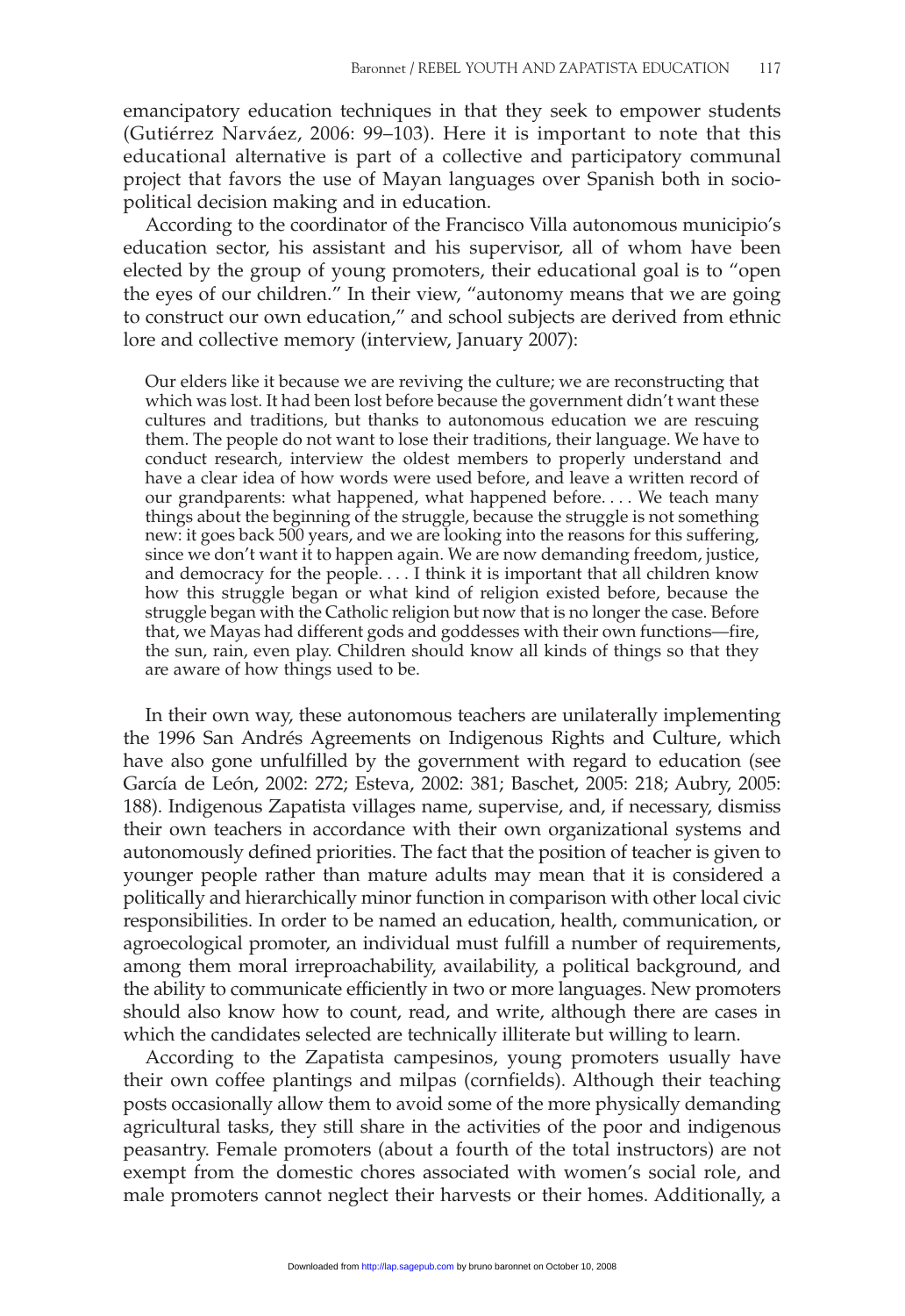emancipatory education techniques in that they seek to empower students (Gutiérrez Narváez, 2006: 99–103). Here it is important to note that this educational alternative is part of a collective and participatory communal project that favors the use of Mayan languages over Spanish both in socio-political decision making and in education.

According to the coordinator of the Francisco Villa autonomous municipio's education sector, his assistant and his supervisor, all of whom have been elected by the group of young promoters, their educational goal is to "open the eyes of our children." In their view, "autonomy means that we are going to construct our own education," and school subjects are derived from ethnic lore and collective memory (interview, January 2007):

> Our elders like it because we are reviving the culture; we are reconstructing that which was lost. It had been lost before because the government didn't want these cultures and traditions, but thanks to autonomous education we are rescuing them. The people do not want to lose their traditions, their language. We have to conduct research, interview the oldest members to properly understand and have a clear idea of how words were used before, and leave a written record of our grandparents: what happened, what happened before. . . . We teach many things about the beginning of the struggle, because the struggle is not something new: it goes back 500 years, and we are looking into the reasons for this suffering, since we don't want it to happen again. We are now demanding freedom, justice, and democracy for the people. . . . I think it is important that all children know how this struggle began or what kind of religion existed before, because the struggle began with the Catholic religion but now that is no longer the case. Before that, we Mayas had different gods and goddesses with their own functions—fire, the sun, rain, even play. Children should know all kinds of things so that they are aware of how things used to be.

In their own way, these autonomous teachers are unilaterally implementing the 1996 San Andrés Agreements on Indigenous Rights and Culture, which have also gone unfulfilled by the government with regard to education (see García de León, 2002: 272; Esteva, 2002: 381; Baschet, 2005: 218; Aubry, 2005: 188). Indigenous Zapatista villages name, supervise, and, if necessary, dismiss their own teachers in accordance with their own organizational systems and autonomously defined priorities. The fact that the position of teacher is given to younger people rather than mature adults may mean that it is considered a politically and hierarchically minor function in comparison with other local civic responsibilities. In order to be named an education, health, communication, or agroecological promoter, an individual must fulfill a number of requirements, among them moral irreproachability, availability, a political background, and the ability to communicate efficiently in two or more languages. New promoters should also know how to count, read, and write, although there are cases in which the candidates selected are technically illiterate but willing to learn.

According to the Zapatista campesinos, young promoters usually have their own coffee plantings and milpas (cornfields). Although their teaching posts occasionally allow them to avoid some of the more physically demanding agricultural tasks, they still share in the activities of the poor and indigenous peasantry. Female promoters (about a fourth of the total instructors) are not exempt from the domestic chores associated with women's social role, and male promoters cannot neglect their harvests or their homes. Additionally, a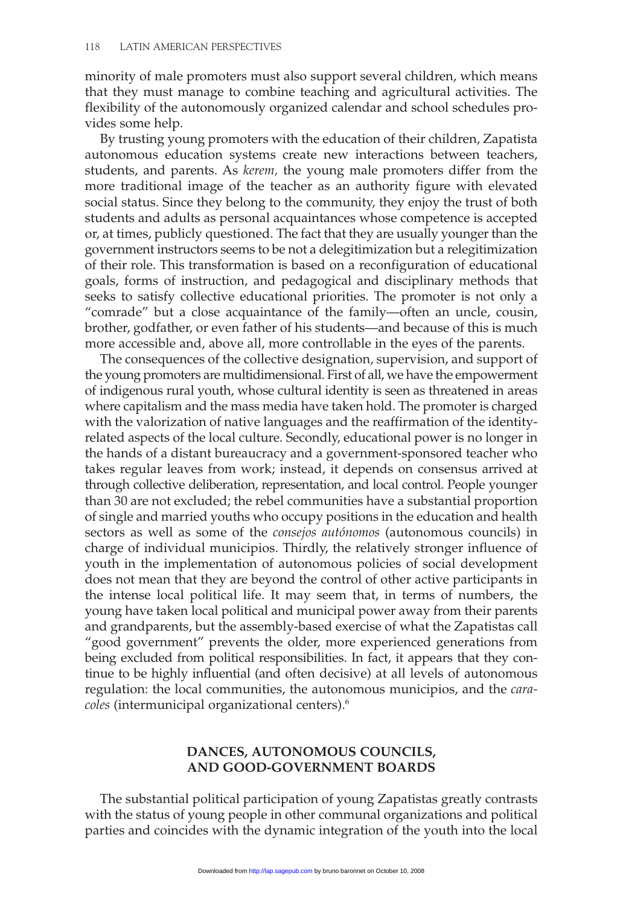minority of male promoters must also support several children, which means that they must manage to combine teaching and agricultural activities. The flexibility of the autonomously organized calendar and school schedules provides some help.

By trusting young promoters with the education of their children, Zapatista autonomous education systems create new interactions between teachers, students, and parents. As *kerem,* the young male promoters differ from the more traditional image of the teacher as an authority figure with elevated social status. Since they belong to the community, they enjoy the trust of both students and adults as personal acquaintances whose competence is accepted or, at times, publicly questioned. The fact that they are usually younger than the government instructors seems to be not a delegitimization but a relegitimization of their role. This transformation is based on a reconfiguration of educational goals, forms of instruction, and pedagogical and disciplinary methods that seeks to satisfy collective educational priorities. The promoter is not only a "comrade" but a close acquaintance of the family—often an uncle, cousin, brother, godfather, or even father of his students—and because of this is much more accessible and, above all, more controllable in the eyes of the parents.

The consequences of the collective designation, supervision, and support of the young promoters are multidimensional. First of all, we have the empowerment of indigenous rural youth, whose cultural identity is seen as threatened in areas where capitalism and the mass media have taken hold. The promoter is charged with the valorization of native languages and the reaffirmation of the identity-related aspects of the local culture. Secondly, educational power is no longer in the hands of a distant bureaucracy and a government-sponsored teacher who takes regular leaves from work; instead, it depends on consensus arrived at through collective deliberation, representation, and local control. People younger than 30 are not excluded; the rebel communities have a substantial proportion of single and married youths who occupy positions in the education and health sectors as well as some of the *consejos autónomos* (autonomous councils) in charge of individual municipios. Thirdly, the relatively stronger influence of youth in the implementation of autonomous policies of social development does not mean that they are beyond the control of other active participants in the intense local political life. It may seem that, in terms of numbers, the young have taken local political and municipal power away from their parents and grandparents, but the assembly-based exercise of what the Zapatistas call "good government" prevents the older, more experienced generations from being excluded from political responsibilities. In fact, it appears that they continue to be highly influential (and often decisive) at all levels of autonomous regulation: the local communities, the autonomous municipios, and the *caracoles* (intermunicipal organizational centers).[6]

## DANCES, AUTONOMOUS COUNCILS, AND GOOD-GOVERNMENT BOARDS

The substantial political participation of young Zapatistas greatly contrasts with the status of young people in other communal organizations and political parties and coincides with the dynamic integration of the youth into the local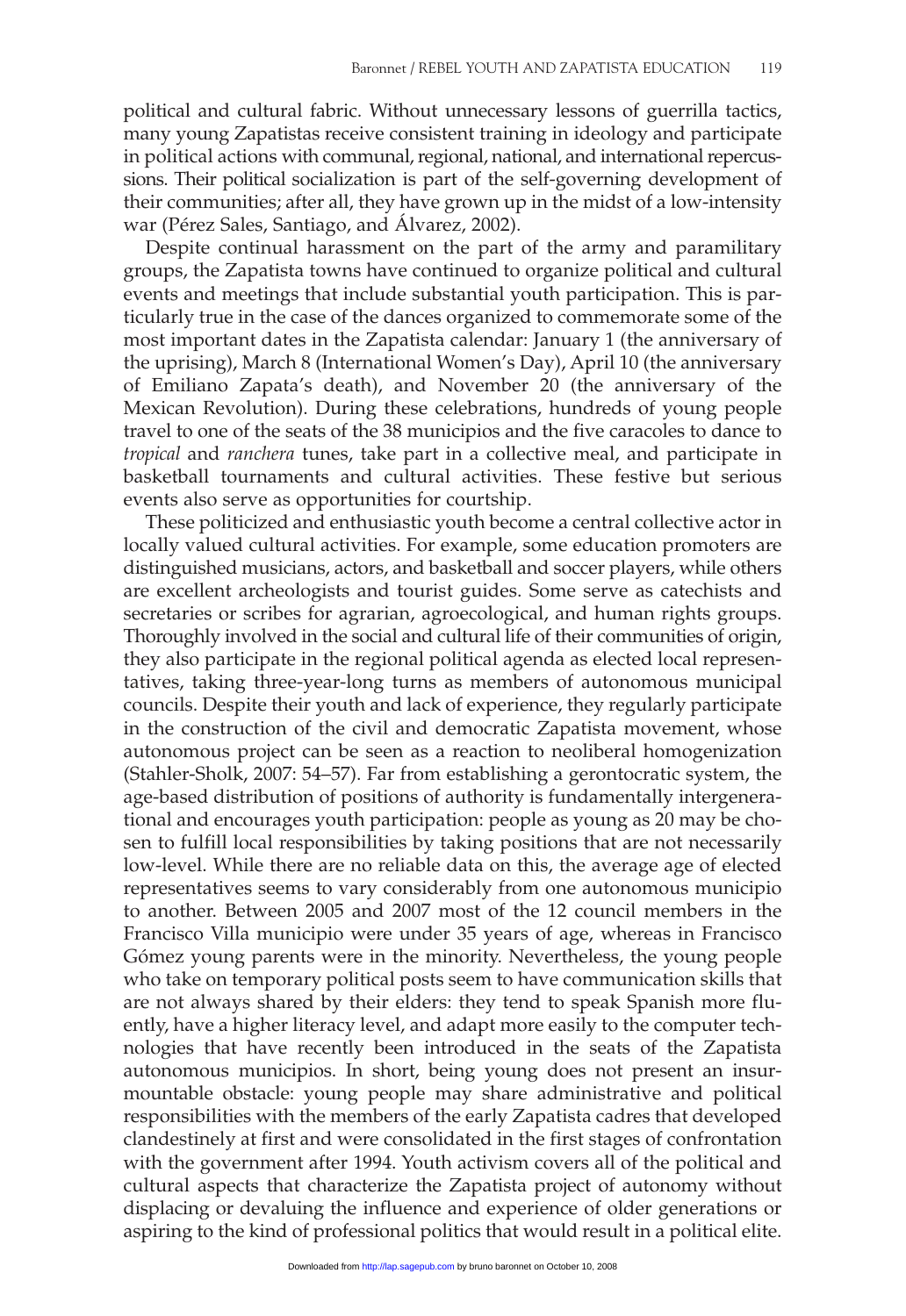political and cultural fabric. Without unnecessary lessons of guerrilla tactics, many young Zapatistas receive consistent training in ideology and participate in political actions with communal, regional, national, and international repercussions. Their political socialization is part of the self-governing development of their communities; after all, they have grown up in the midst of a low-intensity war (Pérez Sales, Santiago, and Álvarez, 2002).

Despite continual harassment on the part of the army and paramilitary groups, the Zapatista towns have continued to organize political and cultural events and meetings that include substantial youth participation. This is particularly true in the case of the dances organized to commemorate some of the most important dates in the Zapatista calendar: January 1 (the anniversary of the uprising), March 8 (International Women's Day), April 10 (the anniversary of Emiliano Zapata's death), and November 20 (the anniversary of the Mexican Revolution). During these celebrations, hundreds of young people travel to one of the seats of the 38 municipios and the five caracoles to dance to *tropical* and *ranchera* tunes, take part in a collective meal, and participate in basketball tournaments and cultural activities. These festive but serious events also serve as opportunities for courtship.

These politicized and enthusiastic youth become a central collective actor in locally valued cultural activities. For example, some education promoters are distinguished musicians, actors, and basketball and soccer players, while others are excellent archeologists and tourist guides. Some serve as catechists and secretaries or scribes for agrarian, agroecological, and human rights groups. Thoroughly involved in the social and cultural life of their communities of origin, they also participate in the regional political agenda as elected local representatives, taking three-year-long turns as members of autonomous municipal councils. Despite their youth and lack of experience, they regularly participate in the construction of the civil and democratic Zapatista movement, whose autonomous project can be seen as a reaction to neoliberal homogenization (Stahler-Sholk, 2007: 54–57). Far from establishing a gerontocratic system, the age-based distribution of positions of authority is fundamentally intergenerational and encourages youth participation: people as young as 20 may be chosen to fulfill local responsibilities by taking positions that are not necessarily low-level. While there are no reliable data on this, the average age of elected representatives seems to vary considerably from one autonomous municipio to another. Between 2005 and 2007 most of the 12 council members in the Francisco Villa municipio were under 35 years of age, whereas in Francisco Gómez young parents were in the minority. Nevertheless, the young people who take on temporary political posts seem to have communication skills that are not always shared by their elders: they tend to speak Spanish more fluently, have a higher literacy level, and adapt more easily to the computer technologies that have recently been introduced in the seats of the Zapatista autonomous municipios. In short, being young does not present an insurmountable obstacle: young people may share administrative and political responsibilities with the members of the early Zapatista cadres that developed clandestinely at first and were consolidated in the first stages of confrontation with the government after 1994. Youth activism covers all of the political and cultural aspects that characterize the Zapatista project of autonomy without displacing or devaluing the influence and experience of older generations or aspiring to the kind of professional politics that would result in a political elite.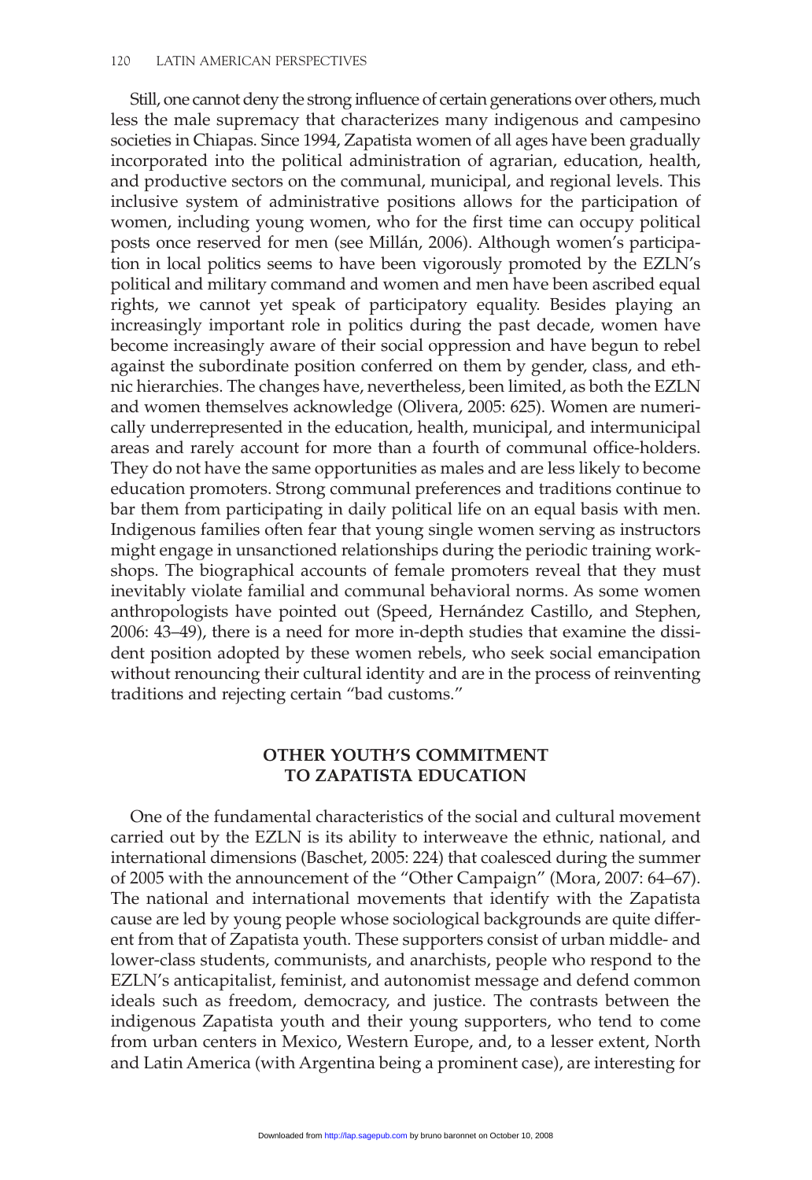Still, one cannot deny the strong influence of certain generations over others, much less the male supremacy that characterizes many indigenous and campesino societies in Chiapas. Since 1994, Zapatista women of all ages have been gradually incorporated into the political administration of agrarian, education, health, and productive sectors on the communal, municipal, and regional levels. This inclusive system of administrative positions allows for the participation of women, including young women, who for the first time can occupy political posts once reserved for men (see Millán, 2006). Although women's participation in local politics seems to have been vigorously promoted by the EZLN's political and military command and women and men have been ascribed equal rights, we cannot yet speak of participatory equality. Besides playing an increasingly important role in politics during the past decade, women have become increasingly aware of their social oppression and have begun to rebel against the subordinate position conferred on them by gender, class, and ethnic hierarchies. The changes have, nevertheless, been limited, as both the EZLN and women themselves acknowledge (Olivera, 2005: 625). Women are numerically underrepresented in the education, health, municipal, and intermunicipal areas and rarely account for more than a fourth of communal office-holders. They do not have the same opportunities as males and are less likely to become education promoters. Strong communal preferences and traditions continue to bar them from participating in daily political life on an equal basis with men. Indigenous families often fear that young single women serving as instructors might engage in unsanctioned relationships during the periodic training workshops. The biographical accounts of female promoters reveal that they must inevitably violate familial and communal behavioral norms. As some women anthropologists have pointed out (Speed, Hernández Castillo, and Stephen, 2006: 43–49), there is a need for more in-depth studies that examine the dissident position adopted by these women rebels, who seek social emancipation without renouncing their cultural identity and are in the process of reinventing traditions and rejecting certain "bad customs."

## OTHER YOUTH'S COMMITMENT TO ZAPATISTA EDUCATION

One of the fundamental characteristics of the social and cultural movement carried out by the EZLN is its ability to interweave the ethnic, national, and international dimensions (Baschet, 2005: 224) that coalesced during the summer of 2005 with the announcement of the "Other Campaign" (Mora, 2007: 64–67). The national and international movements that identify with the Zapatista cause are led by young people whose sociological backgrounds are quite different from that of Zapatista youth. These supporters consist of urban middle- and lower-class students, communists, and anarchists, people who respond to the EZLN's anticapitalist, feminist, and autonomist message and defend common ideals such as freedom, democracy, and justice. The contrasts between the indigenous Zapatista youth and their young supporters, who tend to come from urban centers in Mexico, Western Europe, and, to a lesser extent, North and Latin America (with Argentina being a prominent case), are interesting for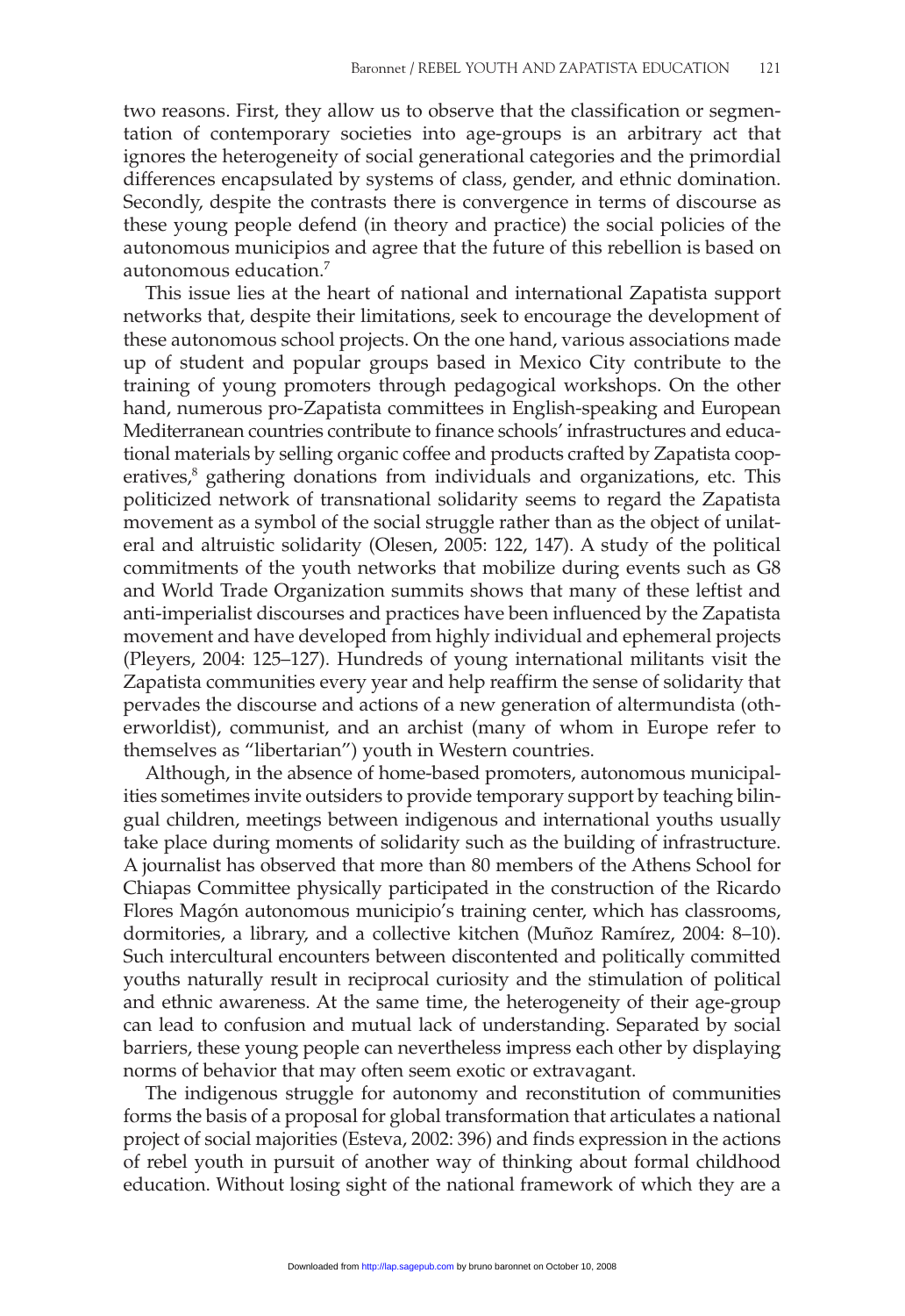two reasons. First, they allow us to observe that the classification or segmentation of contemporary societies into age-groups is an arbitrary act that ignores the heterogeneity of social generational categories and the primordial differences encapsulated by systems of class, gender, and ethnic domination. Secondly, despite the contrasts there is convergence in terms of discourse as these young people defend (in theory and practice) the social policies of the autonomous municipios and agree that the future of this rebellion is based on autonomous education.[7]

This issue lies at the heart of national and international Zapatista support networks that, despite their limitations, seek to encourage the development of these autonomous school projects. On the one hand, various associations made up of student and popular groups based in Mexico City contribute to the training of young promoters through pedagogical workshops. On the other hand, numerous pro-Zapatista committees in English-speaking and European Mediterranean countries contribute to finance schools' infrastructures and educational materials by selling organic coffee and products crafted by Zapatista cooperatives,[8] gathering donations from individuals and organizations, etc. This politicized network of transnational solidarity seems to regard the Zapatista movement as a symbol of the social struggle rather than as the object of unilateral and altruistic solidarity (Olesen, 2005: 122, 147). A study of the political commitments of the youth networks that mobilize during events such as G8 and World Trade Organization summits shows that many of these leftist and anti-imperialist discourses and practices have been influenced by the Zapatista movement and have developed from highly individual and ephemeral projects (Pleyers, 2004: 125–127). Hundreds of young international militants visit the Zapatista communities every year and help reaffirm the sense of solidarity that pervades the discourse and actions of a new generation of altermundista (otherworldist), communist, and anarchist (many of whom in Europe refer to themselves as "libertarian") youth in Western countries.

Although, in the absence of home-based promoters, autonomous municipalities sometimes invite outsiders to provide temporary support by teaching bilingual children, meetings between indigenous and international youths usually take place during moments of solidarity such as the building of infrastructure. A journalist has observed that more than 80 members of the Athens School for Chiapas Committee physically participated in the construction of the Ricardo Flores Magón autonomous municipio's training center, which has classrooms, dormitories, a library, and a collective kitchen (Muñoz Ramírez, 2004: 8–10). Such intercultural encounters between discontented and politically committed youths naturally result in reciprocal curiosity and the stimulation of political and ethnic awareness. At the same time, the heterogeneity of their age-group can lead to confusion and mutual lack of understanding. Separated by social barriers, these young people can nevertheless impress each other by displaying norms of behavior that may often seem exotic or extravagant.

The indigenous struggle for autonomy and reconstitution of communities forms the basis of a proposal for global transformation that articulates a national project of social majorities (Esteva, 2002: 396) and finds expression in the actions of rebel youth in pursuit of another way of thinking about formal childhood education. Without losing sight of the national framework of which they are a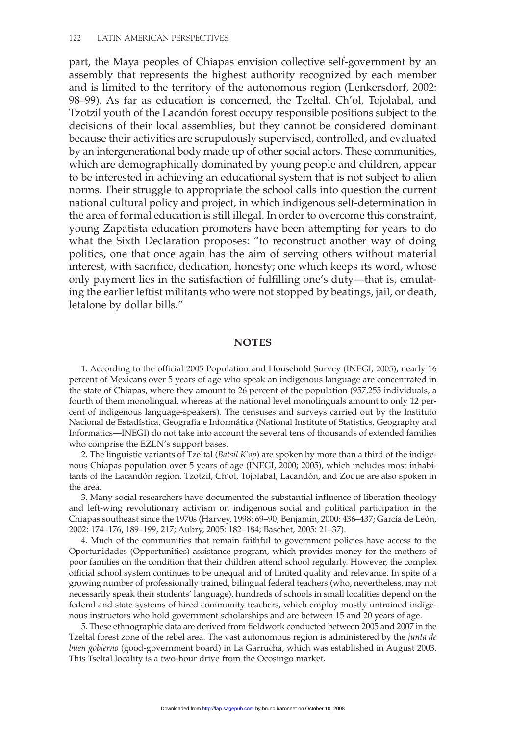part, the Maya peoples of Chiapas envision collective self-government by an assembly that represents the highest authority recognized by each member and is limited to the territory of the autonomous region (Lenkersdorf, 2002: 98–99). As far as education is concerned, the Tzeltal, Ch'ol, Tojolabal, and Tzotzil youth of the Lacandón forest occupy responsible positions subject to the decisions of their local assemblies, but they cannot be considered dominant because their activities are scrupulously supervised, controlled, and evaluated by an intergenerational body made up of other social actors. These communities, which are demographically dominated by young people and children, appear to be interested in achieving an educational system that is not subject to alien norms. Their struggle to appropriate the school calls into question the current national cultural policy and project, in which indigenous self-determination in the area of formal education is still illegal. In order to overcome this constraint, young Zapatista education promoters have been attempting for years to do what the Sixth Declaration proposes: "to reconstruct another way of doing politics, one that once again has the aim of serving others without material interest, with sacrifice, dedication, honesty; one which keeps its word, whose only payment lies in the satisfaction of fulfilling one's duty—that is, emulating the earlier leftist militants who were not stopped by beatings, jail, or death, letalone by dollar bills."

## NOTES

1. According to the official 2005 Population and Household Survey (INEGI, 2005), nearly 16 percent of Mexicans over 5 years of age who speak an indigenous language are concentrated in the state of Chiapas, where they amount to 26 percent of the population (957,255 individuals, a fourth of them monolingual, whereas at the national level monolinguals amount to only 12 percent of indigenous language-speakers). The censuses and surveys carried out by the Instituto Nacional de Estadística, Geografía e Informática (National Institute of Statistics, Geography and Informatics—INEGI) do not take into account the several tens of thousands of extended families who comprise the EZLN's support bases.

2. The linguistic variants of Tzeltal (*Batsil K'op*) are spoken by more than a third of the indigenous Chiapas population over 5 years of age (INEGI, 2000; 2005), which includes most inhabitants of the Lacandón region. Tzotzil, Ch'ol, Tojolabal, Lacandón, and Zoque are also spoken in the area.

3. Many social researchers have documented the substantial influence of liberation theology and left-wing revolutionary activism on indigenous social and political participation in the Chiapas southeast since the 1970s (Harvey, 1998: 69–90; Benjamin, 2000: 436–437; García de León, 2002: 174–176, 189–199, 217; Aubry, 2005: 182–184; Baschet, 2005: 21–37).

4. Much of the communities that remain faithful to government policies have access to the Oportunidades (Opportunities) assistance program, which provides money for the mothers of poor families on the condition that their children attend school regularly. However, the complex official school system continues to be unequal and of limited quality and relevance. In spite of a growing number of professionally trained, bilingual federal teachers (who, nevertheless, may not necessarily speak their students' language), hundreds of schools in small localities depend on the federal and state systems of hired community teachers, which employ mostly untrained indigenous instructors who hold government scholarships and are between 15 and 20 years of age.

5. These ethnographic data are derived from fieldwork conducted between 2005 and 2007 in the Tzeltal forest zone of the rebel area. The vast autonomous region is administered by the *junta de buen gobierno* (good-government board) in La Garrucha, which was established in August 2003. This Tseltal locality is a two-hour drive from the Ocosingo market.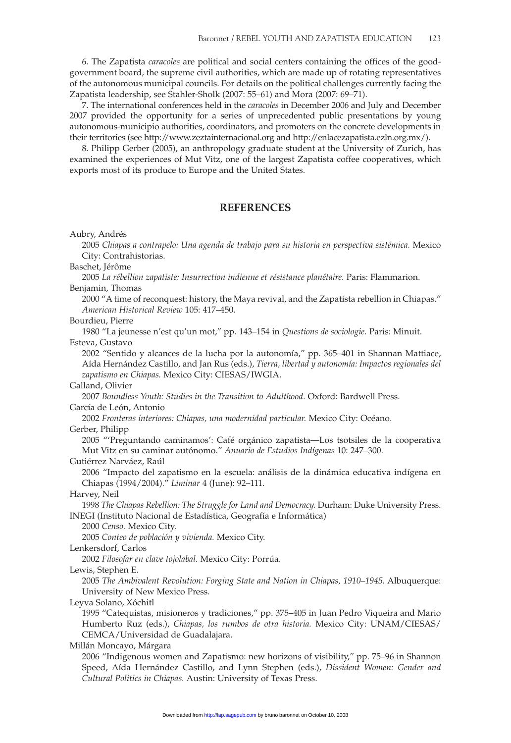6. The Zapatista *caracoles* are political and social centers containing the offices of the good-government board, the supreme civil authorities, which are made up of rotating representatives of the autonomous municipal councils. For details on the political challenges currently facing the Zapatista leadership, see Stahler-Sholk (2007: 55–61) and Mora (2007: 69–71).

7. The international conferences held in the *caracoles* in December 2006 and July and December 2007 provided the opportunity for a series of unprecedented public presentations by young autonomous-municipio authorities, coordinators, and promoters on the concrete developments in their territories (see http://www.zeztainternacional.org and http://enlacezapatista.ezln.org.mx/).

8. Philipp Gerber (2005), an anthropology graduate student at the University of Zurich, has examined the experiences of Mut Vitz, one of the largest Zapatista coffee cooperatives, which exports most of its produce to Europe and the United States.

## REFERENCES

Aubry, Andrés
2005 *Chiapas a contrapelo: Una agenda de trabajo para su historia en perspectiva sistémica.* Mexico City: Contrahistorias.

Baschet, Jérôme
2005 *La rébellion zapatiste: Insurrection indienne et résistance planétaire.* Paris: Flammarion.

Benjamin, Thomas
2000 "A time of reconquest: history, the Maya revival, and the Zapatista rebellion in Chiapas." *American Historical Review* 105: 417–450.

Bourdieu, Pierre
1980 "La jeunesse n'est qu'un mot," pp. 143–154 in *Questions de sociologie.* Paris: Minuit.

Esteva, Gustavo
2002 "Sentido y alcances de la lucha por la autonomía," pp. 365–401 in Shannan Mattiace, Aída Hernández Castillo, and Jan Rus (eds.), *Tierra, libertad y autonomía: Impactos regionales del zapatismo en Chiapas.* Mexico City: CIESAS/IWGIA.

Galland, Olivier
2007 *Boundless Youth: Studies in the Transition to Adulthood.* Oxford: Bardwell Press.

García de León, Antonio
2002 *Fronteras interiores: Chiapas, una modernidad particular.* Mexico City: Océano.

Gerber, Philipp
2005 "'Preguntando caminamos': Café orgánico zapatista—Los tsotsiles de la cooperativa Mut Vitz en su caminar autónomo." *Anuario de Estudios Indígenas* 10: 247–300.

Gutiérrez Narváez, Raúl
2006 "Impacto del zapatismo en la escuela: análisis de la dinámica educativa indígena en Chiapas (1994/2004)." *Liminar* 4 (June): 92–111.

Harvey, Neil
1998 *The Chiapas Rebellion: The Struggle for Land and Democracy.* Durham: Duke University Press.

INEGI (Instituto Nacional de Estadística, Geografía e Informática)
2000 *Censo.* Mexico City.
2005 *Conteo de población y vivienda.* Mexico City.

Lenkersdorf, Carlos
2002 *Filosofar en clave tojolabal.* Mexico City: Porrúa.

Lewis, Stephen E.
2005 *The Ambivalent Revolution: Forging State and Nation in Chiapas, 1910–1945.* Albuquerque: University of New Mexico Press.

Leyva Solano, Xóchitl
1995 "Catequistas, misioneros y tradiciones," pp. 375–405 in Juan Pedro Viqueira and Mario Humberto Ruz (eds.), *Chiapas, los rumbos de otra historia.* Mexico City: UNAM/CIESAS/CEMCA/Universidad de Guadalajara.

Millán Moncayo, Márgara
2006 "Indigenous women and Zapatismo: new horizons of visibility," pp. 75–96 in Shannon Speed, Aída Hernández Castillo, and Lynn Stephen (eds.), *Dissident Women: Gender and Cultural Politics in Chiapas.* Austin: University of Texas Press.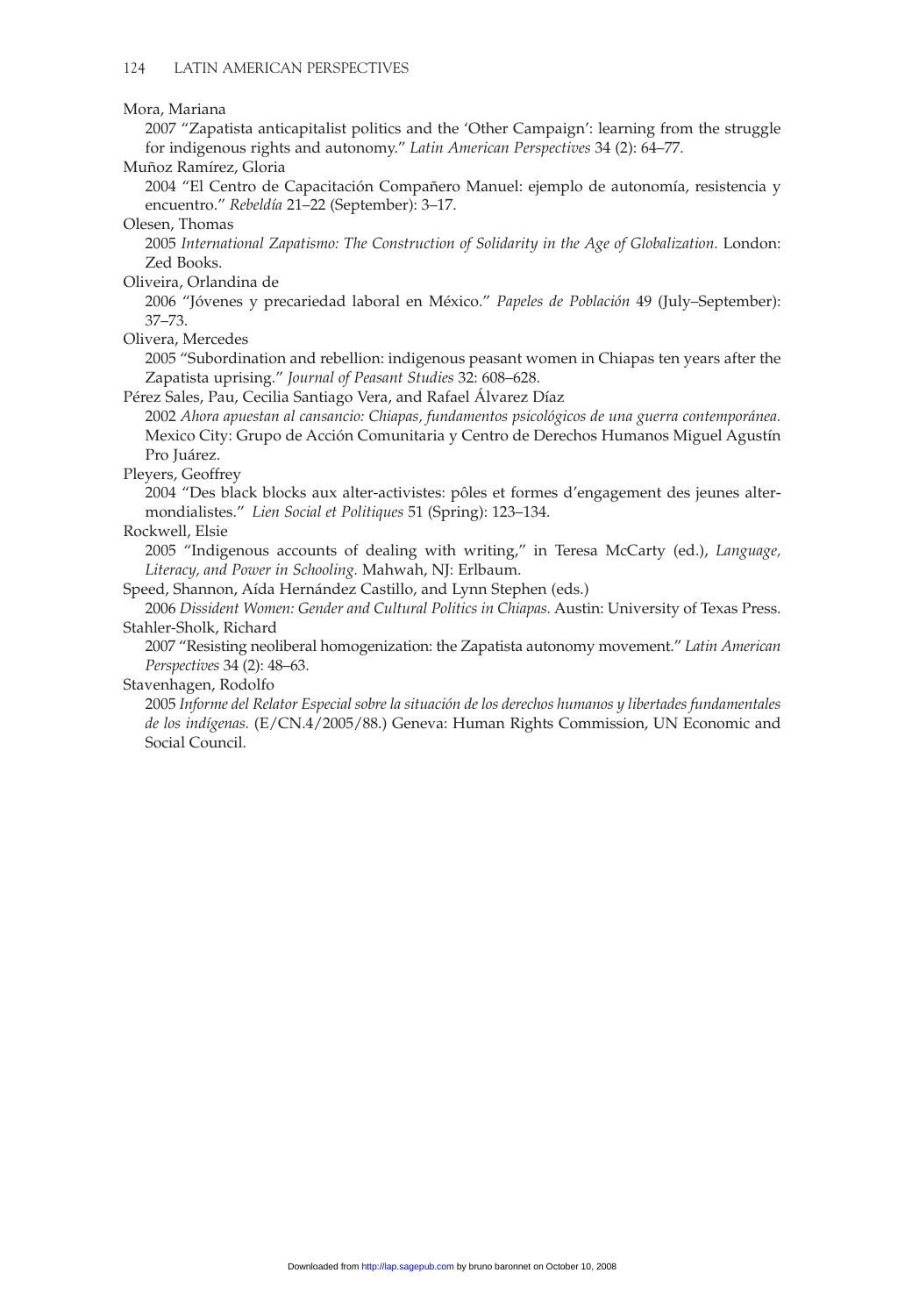Mora, Mariana

2007 "Zapatista anticapitalist politics and the 'Other Campaign': learning from the struggle for indigenous rights and autonomy." *Latin American Perspectives* 34 (2): 64–77.

Muñoz Ramírez, Gloria

2004 "El Centro de Capacitación Compañero Manuel: ejemplo de autonomía, resistencia y encuentro." *Rebeldía* 21–22 (September): 3–17.

Olesen, Thomas

2005 *International Zapatismo: The Construction of Solidarity in the Age of Globalization.* London: Zed Books.

Oliveira, Orlandina de

2006 "Jóvenes y precariedad laboral en México." *Papeles de Población* 49 (July–September): 37–73.

Olivera, Mercedes

2005 "Subordination and rebellion: indigenous peasant women in Chiapas ten years after the Zapatista uprising." *Journal of Peasant Studies* 32: 608–628.

Pérez Sales, Pau, Cecilia Santiago Vera, and Rafael Álvarez Díaz

2002 *Ahora apuestan al cansancio: Chiapas, fundamentos psicológicos de una guerra contemporánea.* Mexico City: Grupo de Acción Comunitaria y Centro de Derechos Humanos Miguel Agustín Pro Juárez.

Pleyers, Geoffrey

2004 "Des black blocks aux alter-activistes: pôles et formes d'engagement des jeunes altermondialistes." *Lien Social et Politiques* 51 (Spring): 123–134.

Rockwell, Elsie

2005 "Indigenous accounts of dealing with writing," in Teresa McCarty (ed.), *Language, Literacy, and Power in Schooling.* Mahwah, NJ: Erlbaum.

Speed, Shannon, Aída Hernández Castillo, and Lynn Stephen (eds.)

2006 *Dissident Women: Gender and Cultural Politics in Chiapas.* Austin: University of Texas Press.

Stahler-Sholk, Richard

2007 "Resisting neoliberal homogenization: the Zapatista autonomy movement." *Latin American Perspectives* 34 (2): 48–63.

Stavenhagen, Rodolfo

2005 *Informe del Relator Especial sobre la situación de los derechos humanos y libertades fundamentales de los indígenas.* (E/CN.4/2005/88.) Geneva: Human Rights Commission, UN Economic and Social Council.